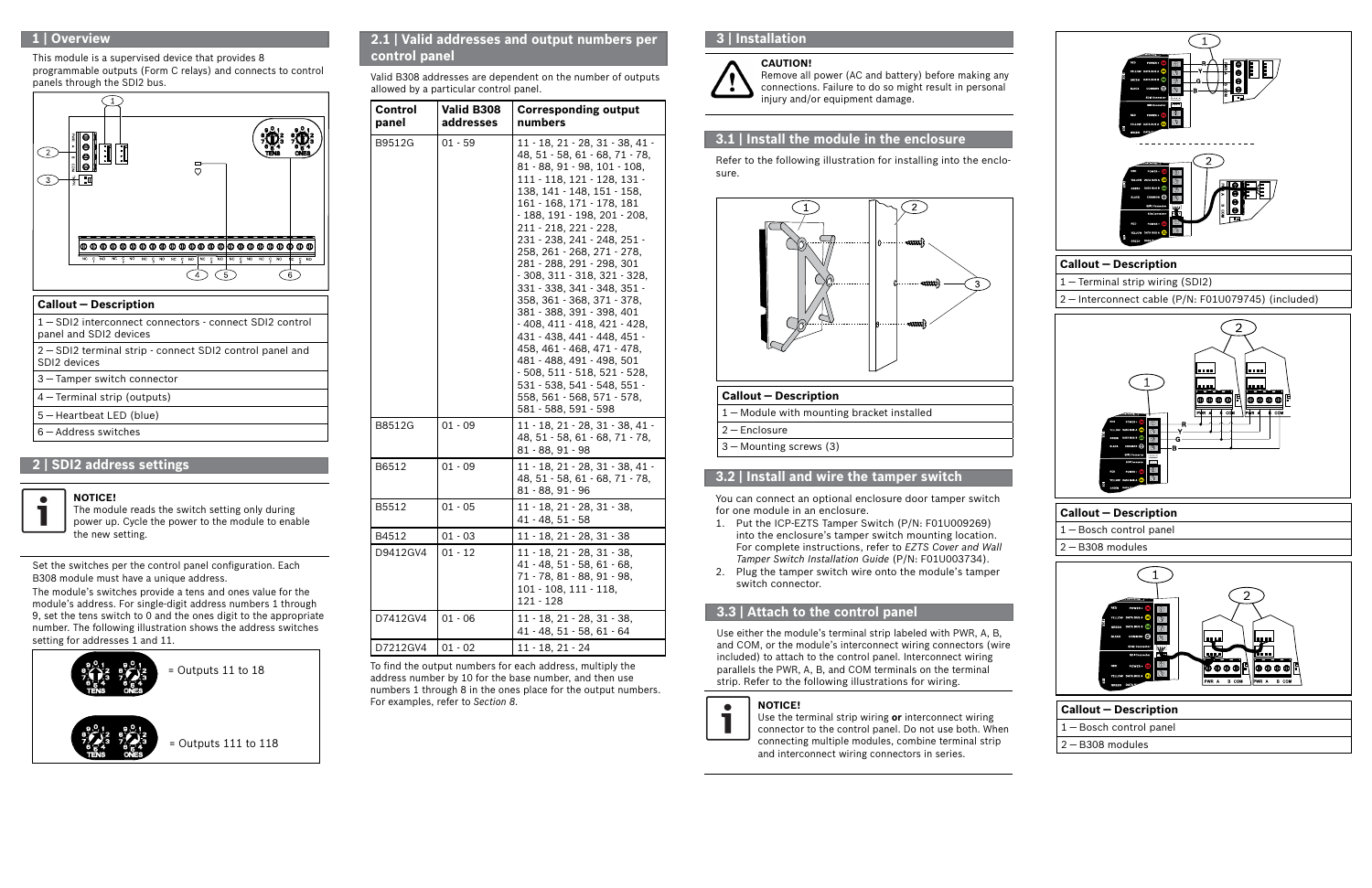## 1 | Overview

This module is a supervised device that provides 8 programmable outputs (Form C relays) and connects to control panels through the SDI2 bus.

| Callout — Description |
|---|
| 1 — SDI2 interconnect connectors - connect SDI2 control panel and SDI2 devices |
| 2 — SDI2 terminal strip - connect SDI2 control panel and SDI2 devices |
| 3 — Tamper switch connector |
| 4 — Terminal strip (outputs) |
| 5 — Heartbeat LED (blue) |
| 6 — Address switches |

## 2 | SDI2 address settings

**NOTICE!**
The module reads the switch setting only during power up. Cycle the power to the module to enable the new setting.

Set the switches per the control panel configuration. Each B308 module must have a unique address.

The module's switches provide a tens and ones value for the module's address. For single-digit address numbers 1 through 9, set the tens switch to 0 and the ones digit to the appropriate number. The following illustration shows the address switches setting for addresses 1 and 11.

= Outputs 11 to 18

= Outputs 111 to 118

## 2.1 | Valid addresses and output numbers per control panel

Valid B308 addresses are dependent on the number of outputs allowed by a particular control panel.

| Control panel | Valid B308 addresses | Corresponding output numbers |
|---|---|---|
| B9512G | 01 - 59 | 11 - 18, 21 - 28, 31 - 38, 41 - 48, 51 - 58, 61 - 68, 71 - 78, 81 - 88, 91 - 98, 101 - 108, 111 - 118, 121 - 128, 131 - 138, 141 - 148, 151 - 158, 161 - 168, 171 - 178, 181 - 188, 191 - 198, 201 - 208, 211 - 218, 221 - 228, 231 - 238, 241 - 248, 251 - 258, 261 - 268, 271 - 278, 281 - 288, 291 - 298, 301 - 308, 311 - 318, 321 - 328, 331 - 338, 341 - 348, 351 - 358, 361 - 368, 371 - 378, 381 - 388, 391 - 398, 401 - 408, 411 - 418, 421 - 428, 431 - 438, 441 - 448, 451 - 458, 461 - 468, 471 - 478, 481 - 488, 491 - 498, 501 - 508, 511 - 518, 521 - 528, 531 - 538, 541 - 548, 551 - 558, 561 - 568, 571 - 578, 581 - 588, 591 - 598 |
| B8512G | 01 - 09 | 11 - 18, 21 - 28, 31 - 38, 41 - 48, 51 - 58, 61 - 68, 71 - 78, 81 - 88, 91 - 98 |
| B6512 | 01 - 09 | 11 - 18, 21 - 28, 31 - 38, 41 - 48, 51 - 58, 61 - 68, 71 - 78, 81 - 88, 91 - 96 |
| B5512 | 01 - 05 | 11 - 18, 21 - 28, 31 - 38, 41 - 48, 51 - 58 |
| B4512 | 01 - 03 | 11 - 18, 21 - 28, 31 - 38 |
| D9412GV4 | 01 - 12 | 11 - 18, 21 - 28, 31 - 38, 41 - 48, 51 - 58, 61 - 68, 71 - 78, 81 - 88, 91 - 98, 101 - 108, 111 - 118, 121 - 128 |
| D7412GV4 | 01 - 06 | 11 - 18, 21 - 28, 31 - 38, 41 - 48, 51 - 58, 61 - 64 |
| D7212GV4 | 01 - 02 | 11 - 18, 21 - 24 |

To find the output numbers for each address, multiply the address number by 10 for the base number, and then use numbers 1 through 8 in the ones place for the output numbers. For examples, refer to *Section 8*.

## 3 | Installation

**CAUTION!**
Remove all power (AC and battery) before making any connections. Failure to do so might result in personal injury and/or equipment damage.

## 3.1 | Install the module in the enclosure

Refer to the following illustration for installing into the enclosure.

| Callout — Description |
|---|
| 1 — Module with mounting bracket installed |
| 2 — Enclosure |
| 3 — Mounting screws (3) |

## 3.2 | Install and wire the tamper switch

You can connect an optional enclosure door tamper switch for one module in an enclosure.

1. Put the ICP-EZTS Tamper Switch (P/N: F01U009269) into the enclosure's tamper switch mounting location. For complete instructions, refer to *EZTS Cover and Wall Tamper Switch Installation Guide* (P/N: F01U003734).
2. Plug the tamper switch wire onto the module's tamper switch connector.

## 3.3 | Attach to the control panel

Use either the module's terminal strip labeled with PWR, A, B, and COM, or the module's interconnect wiring connectors (wire included) to attach to the control panel. Interconnect wiring parallels the PWR, A, B, and COM terminals on the terminal strip. Refer to the following illustrations for wiring.

**NOTICE!**
Use the terminal strip wiring **or** interconnect wiring connector to the control panel. Do not use both. When connecting multiple modules, combine terminal strip and interconnect wiring connectors in series.

| Callout — Description |
|---|
| 1 — Terminal strip wiring (SDI2) |
| 2 — Interconnect cable (P/N: F01U079745) (included) |

| Callout — Description |
|---|
| 1 — Bosch control panel |
| 2 — B308 modules |

| Callout — Description |
|---|
| 1 — Bosch control panel |
| 2 — B308 modules |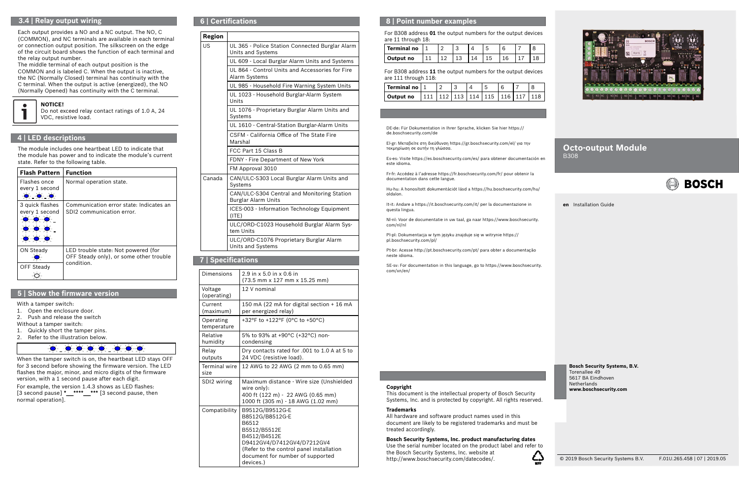## 3.4 | Relay output wiring

Each output provides a NO and a NC output. The NO, C (COMMON), and NC terminals are available in each terminal or connection output position. The silkscreen on the edge of the circuit board shows the function of each terminal and the relay output number.

The middle terminal of each output position is the COMMON and is labeled C. When the output is inactive, the NC (Normally Closed) terminal has continuity with the C terminal. When the output is active (energized), the NO (Normally Opened) has continuity with the C terminal.

**NOTICE!**
Do not exceed relay contact ratings of 1.0 A, 24 VDC, resistive load.

## 4 | LED descriptions

The module includes one heartbeat LED to indicate that the module has power and to indicate the module's current state. Refer to the following table.

| Flash Pattern | Function |
|---|---|
| Flashes once every 1 second | Normal operation state. |
| 3 quick flashes every 1 second | Communication error state: Indicates an SDI2 communication error. |
| ON Steady | LED trouble state: Not powered (for OFF Steady only), or some other trouble condition. |
| OFF Steady | |

## 5 | Show the firmware version

With a tamper switch:

1. Open the enclosure door.
2. Push and release the switch

Without a tamper switch:

1. Quickly short the tamper pins.
2. Refer to the illustration below.

When the tamper switch is on, the heartbeat LED stays OFF for 3 second before showing the firmware version. The LED flashes the major, minor, and micro digits of the firmware version, with a 1 second pause after each digit.

For example, the version 1.4.3 shows as LED flashes: [3 second pause] *__****__*** [3 second pause, then normal operation].

## 6 | Certifications

| Region | |
|---|---|
| US | UL 365 - Police Station Connected Burglar Alarm Units and Systems |
| | UL 609 - Local Burglar Alarm Units and Systems |
| | UL 864 - Control Units and Accessories for Fire Alarm Systems |
| | UL 985 - Household Fire Warning System Units |
| | UL 1023 - Household Burglar-Alarm System Units |
| | UL 1076 - Proprietary Burglar Alarm Units and Systems |
| | UL 1610 - Central-Station Burglar-Alarm Units |
| | CSFM - California Office of The State Fire Marshal |
| | FCC Part 15 Class B |
| | FDNY - Fire Department of New York |
| | FM Approval 3010 |
| Canada | CAN/ULC-S303 Local Burglar Alarm Units and Systems |
| | CAN/ULC-S304 Central and Monitoring Station Burglar Alarm Units |
| | ICES-003 - Information Technology Equipment (ITE) |
| | ULC/ORD-C1023 Household Burglar Alarm System Units |
| | ULC/ORD-C1076 Proprietary Burglar Alarm Units and Systems |

## 7 | Specifications

| | |
|---|---|
| Dimensions | 2.9 in x 5.0 in x 0.6 in (73.5 mm x 127 mm x 15.25 mm) |
| Voltage (operating) | 12 V nominal |
| Current (maximum) | 150 mA (22 mA for digital section + 16 mA per energized relay) |
| Operating temperature | +32°F to +122°F (0°C to +50°C) |
| Relative humidity | 5% to 93% at +90°C (+32°C) non-condensing |
| Relay outputs | Dry contacts rated for .001 to 1.0 A at 5 to 24 VDC (resistive load). |
| Terminal wire size | 12 AWG to 22 AWG (2 mm to 0.65 mm) |
| SDI2 wiring | Maximum distance - Wire size (Unshielded wire only):<br>400 ft (122 m) - 22 AWG (0.65 mm)<br>1000 ft (305 m) - 18 AWG (1.02 mm) |
| Compatibility | B9512G/B9512G-E<br>B8512G/B8512G-E<br>B6512<br>B5512/B5512E<br>B4512/B4512E<br>D9412GV4/D7412GV4/D7212GV4<br>(Refer to the control panel installation document for number of supported devices.) |

## 8 | Point number examples

For B308 address **01** the output numbers for the output devices are 11 through 18:

| Terminal no | 1 | 2 | 3 | 4 | 5 | 6 | 7 | 8 |
|---|---|---|---|---|---|---|---|---|
| Output no | 11 | 12 | 13 | 14 | 15 | 16 | 17 | 18 |

For B308 address **11** the output numbers for the output devices are 111 through 118:

| Terminal no | 1 | 2 | 3 | 4 | 5 | 6 | 7 | 8 |
|---|---|---|---|---|---|---|---|---|
| Output no | 111 | 112 | 113 | 114 | 115 | 116 | 117 | 118 |

DE-de: Für Dokumentation in Ihrer Sprache, klicken Sie hier https://de.boschsecurity.com/de

El-gr: Μεταβείτε στη διεύθυνση https://gr.boschsecurity.com/el/ για την τεκμηρίωση σε αυτήν τη γλώσσα.

Es-es: Visite https://es.boschsecurity.com/es/ para obtener documentación en este idioma.

Fr-fr: Accédez à l'adresse https://fr.boschsecurity.com/fr/ pour obtenir la documentation dans cette langue.

Hu-hu: A honosított dokumentációt lásd a https://hu.boschsecurity.com/hu/ oldalon.

It-it: Andare a https://it.boschsecurity.com/it/ per la documentazione in questa lingua.

Nl-nl: Voor de documentatie in uw taal, ga naar https://www.boschsecurity.com/nl/nl

Pl-pl: Dokumentacja w tym języku znajduje się w witrynie https://pl.boschsecurity.com/pl/

Pt-br: Acesse http://pt.boschsecurity.com/pt/ para obter a documentação neste idioma.

SE-sv: For documentation in this language, go to https://www.boschsecurity.com/xn/en/

**Copyright**

This document is the intellectual property of Bosch Security Systems, Inc. and is protected by copyright. All rights reserved.

**Trademarks**

All hardware and software product names used in this document are likely to be registered trademarks and must be treated accordingly.

**Bosch Security Systems, Inc. product manufacturing dates**

Use the serial number located on the product label and refer to the Bosch Security Systems, Inc. website at http://www.boschsecurity.com/datecodes/.

# Octo-output Module

B308

BOSCH

**en** Installation Guide

**Bosch Security Systems, B.V.**
Torenallee 49
5617 BA Eindhoven
Netherlands
**www.boschsecurity.com**

© 2019 Bosch Security Systems B.V. F.01U.265.458 | 07 | 2019.05